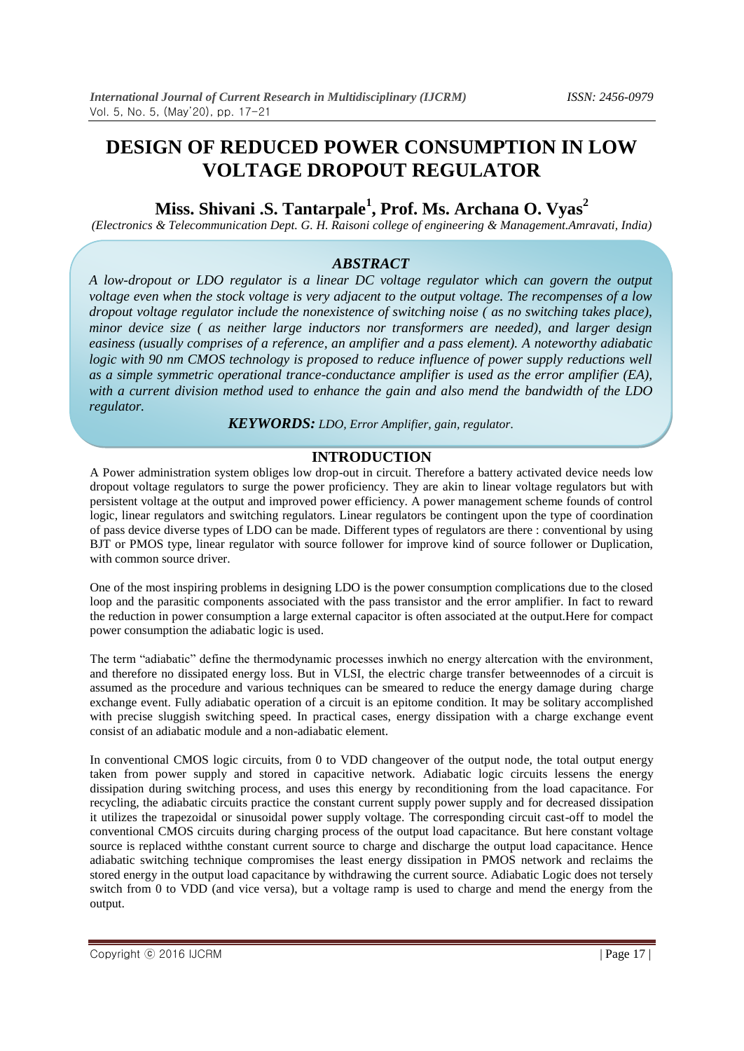# DESIGN OF REDUCED POWER CONSUMPTION IN LOW VOLTAGE DROPOUT REGULATOR

## Miss. Shivani .S. Tantarpale[1], Prof. Ms. Archana O. Vyas[2]

*(Electronics & Telecommunication Dept. G. H. Raisoni college of engineering & Management.Amravati, India)*

### *ABSTRACT*

*A low-dropout or LDO regulator is a linear DC voltage regulator which can govern the output voltage even when the stock voltage is very adjacent to the output voltage. The recompenses of a low dropout voltage regulator include the nonexistence of switching noise ( as no switching takes place), minor device size ( as neither large inductors nor transformers are needed), and larger design easiness (usually comprises of a reference, an amplifier and a pass element). A noteworthy adiabatic logic with 90 nm CMOS technology is proposed to reduce influence of power supply reductions well as a simple symmetric operational trance-conductance amplifier is used as the error amplifier (EA), with a current division method used to enhance the gain and also mend the bandwidth of the LDO regulator.*

***KEYWORDS:*** *LDO, Error Amplifier, gain, regulator.*

## INTRODUCTION

A Power administration system obliges low drop-out in circuit. Therefore a battery activated device needs low dropout voltage regulators to surge the power proficiency. They are akin to linear voltage regulators but with persistent voltage at the output and improved power efficiency. A power management scheme founds of control logic, linear regulators and switching regulators. Linear regulators be contingent upon the type of coordination of pass device diverse types of LDO can be made. Different types of regulators are there : conventional by using BJT or PMOS type, linear regulator with source follower for improve kind of source follower or Duplication, with common source driver.

One of the most inspiring problems in designing LDO is the power consumption complications due to the closed loop and the parasitic components associated with the pass transistor and the error amplifier. In fact to reward the reduction in power consumption a large external capacitor is often associated at the output.Here for compact power consumption the adiabatic logic is used.

The term "adiabatic" define the thermodynamic processes inwhich no energy altercation with the environment, and therefore no dissipated energy loss. But in VLSI, the electric charge transfer betweennodes of a circuit is assumed as the procedure and various techniques can be smeared to reduce the energy damage during charge exchange event. Fully adiabatic operation of a circuit is an epitome condition. It may be solitary accomplished with precise sluggish switching speed. In practical cases, energy dissipation with a charge exchange event consist of an adiabatic module and a non-adiabatic element.

In conventional CMOS logic circuits, from 0 to VDD changeover of the output node, the total output energy taken from power supply and stored in capacitive network. Adiabatic logic circuits lessens the energy dissipation during switching process, and uses this energy by reconditioning from the load capacitance. For recycling, the adiabatic circuits practice the constant current supply power supply and for decreased dissipation it utilizes the trapezoidal or sinusoidal power supply voltage. The corresponding circuit cast-off to model the conventional CMOS circuits during charging process of the output load capacitance. But here constant voltage source is replaced withthe constant current source to charge and discharge the output load capacitance. Hence adiabatic switching technique compromises the least energy dissipation in PMOS network and reclaims the stored energy in the output load capacitance by withdrawing the current source. Adiabatic Logic does not tersely switch from 0 to VDD (and vice versa), but a voltage ramp is used to charge and mend the energy from the output.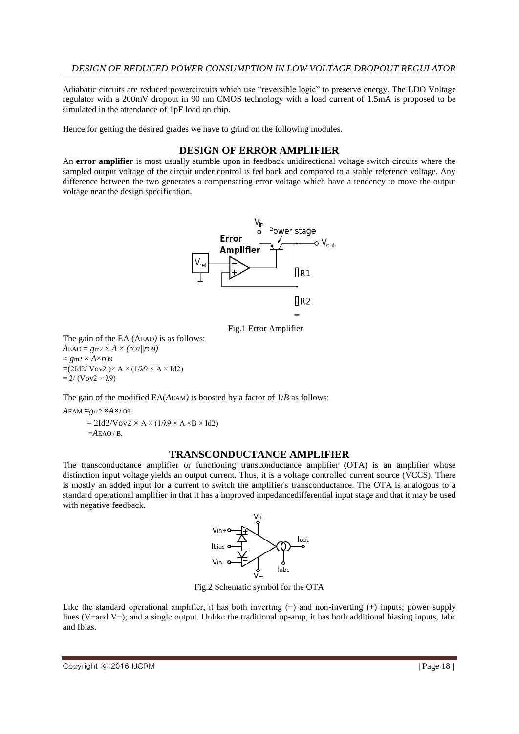Adiabatic circuits are reduced powercircuits which use "reversible logic" to preserve energy. The LDO Voltage regulator with a 200mV dropout in 90 nm CMOS technology with a load current of 1.5mA is proposed to be simulated in the attendance of 1pF load on chip.

Hence,for getting the desired grades we have to grind on the following modules.

## DESIGN OF ERROR AMPLIFIER

An **error amplifier** is most usually stumble upon in feedback unidirectional voltage switch circuits where the sampled output voltage of the circuit under control is fed back and compared to a stable reference voltage. Any difference between the two generates a compensating error voltage which have a tendency to move the output voltage near the design specification.

Fig.1 Error Amplifier

The gain of the EA ($A_{EAO}$) is as follows:

$$A_{EAO} = g_{m2} \times A \times (r_{O7} \| r_{O9})$$
$$\approx g_{m2} \times A \times r_{O9}$$
$$= (2I_{d2}/V_{ov2}) \times A \times (1/\lambda_9 \times A \times I_{d2})$$
$$= 2/(V_{ov2} \times \lambda_9)$$

The gain of the modified EA($A_{EAM}$) is boosted by a factor of $1/B$ as follows:

$$A_{EAM} \approx g_{m2} \times A \times r_{O9}$$
$$= 2I_{d2}/V_{ov2} \times A \times (1/\lambda_9 \times A \times B \times I_{d2})$$
$$= A_{EAO} / B.$$

## TRANSCONDUCTANCE AMPLIFIER

The transconductance amplifier or functioning transconductance amplifier (OTA) is an amplifier whose distinction input voltage yields an output current. Thus, it is a voltage controlled current source (VCCS). There is mostly an added input for a current to switch the amplifier's transconductance. The OTA is analogous to a standard operational amplifier in that it has a improved impedancedifferential input stage and that it may be used with negative feedback.

Fig.2 Schematic symbol for the OTA

Like the standard operational amplifier, it has both inverting (−) and non-inverting (+) inputs; power supply lines (V+and V−); and a single output. Unlike the traditional op-amp, it has both additional biasing inputs, Iabc and Ibias.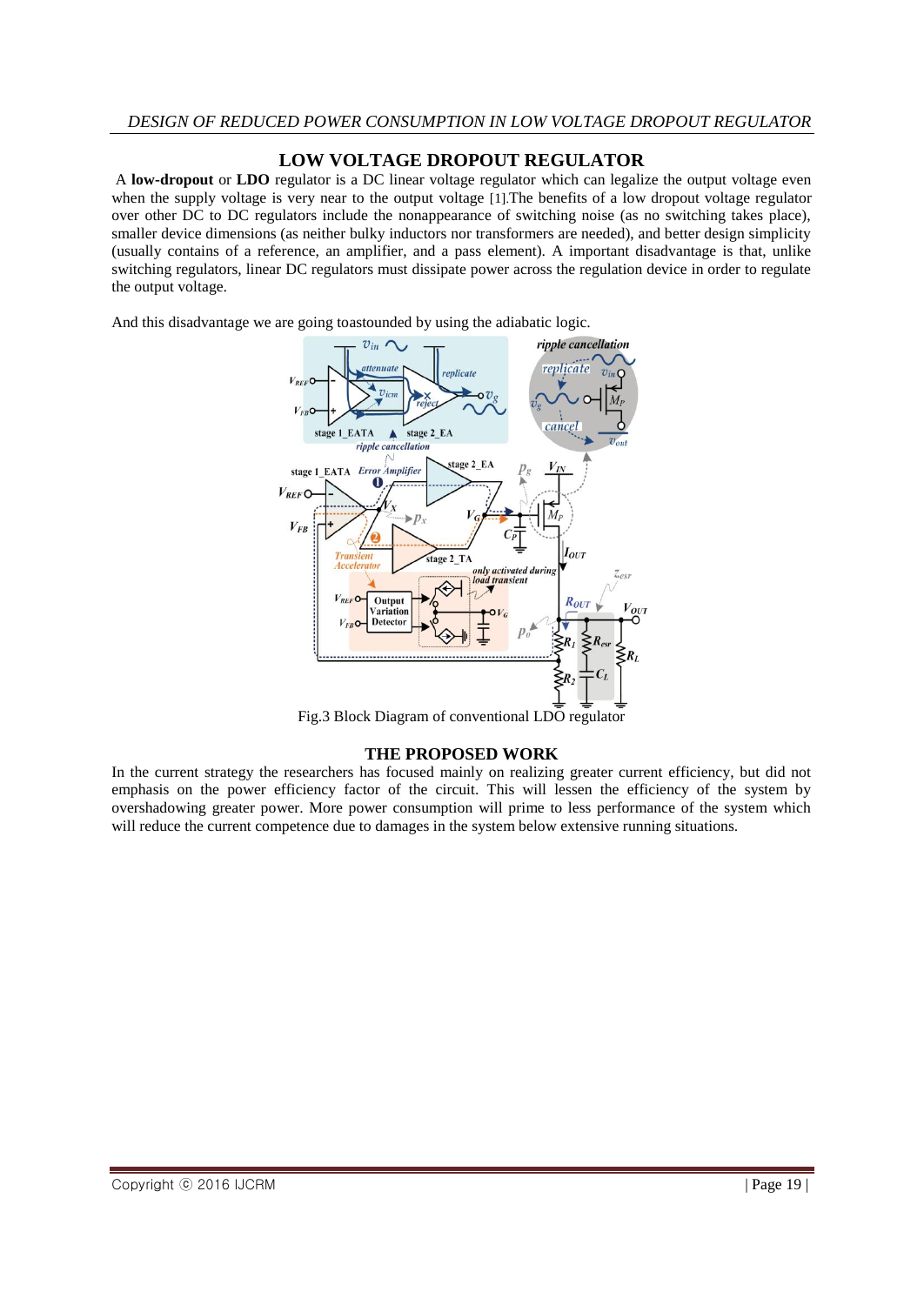## LOW VOLTAGE DROPOUT REGULATOR

A **low-dropout** or **LDO** regulator is a DC linear voltage regulator which can legalize the output voltage even when the supply voltage is very near to the output voltage [1].The benefits of a low dropout voltage regulator over other DC to DC regulators include the nonappearance of switching noise (as no switching takes place), smaller device dimensions (as neither bulky inductors nor transformers are needed), and better design simplicity (usually contains of a reference, an amplifier, and a pass element). A important disadvantage is that, unlike switching regulators, linear DC regulators must dissipate power across the regulation device in order to regulate the output voltage.

And this disadvantage we are going toastounded by using the adiabatic logic.

Fig.3 Block Diagram of conventional LDO regulator

## THE PROPOSED WORK

In the current strategy the researchers has focused mainly on realizing greater current efficiency, but did not emphasis on the power efficiency factor of the circuit. This will lessen the efficiency of the system by overshadowing greater power. More power consumption will prime to less performance of the system which will reduce the current competence due to damages in the system below extensive running situations.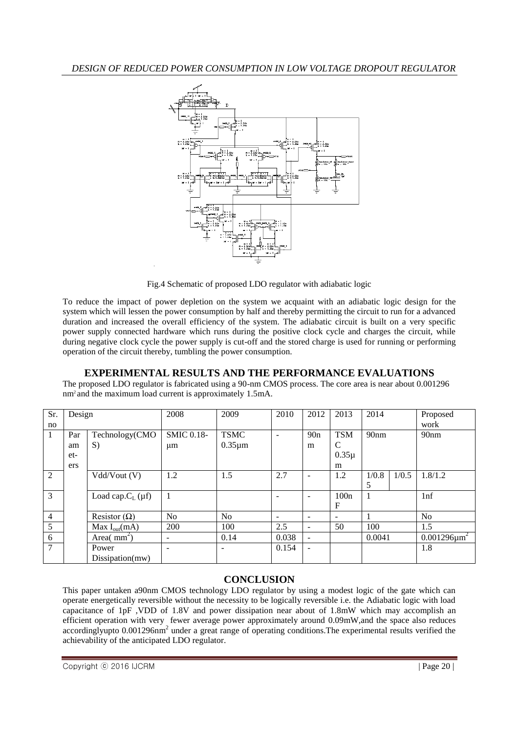Fig.4 Schematic of proposed LDO regulator with adiabatic logic

To reduce the impact of power depletion on the system we acquaint with an adiabatic logic design for the system which will lessen the power consumption by half and thereby permitting the circuit to run for a advanced duration and increased the overall efficiency of the system. The adiabatic circuit is built on a very specific power supply connected hardware which runs during the positive clock cycle and charges the circuit, while during negative clock cycle the power supply is cut-off and the stored charge is used for running or performing operation of the circuit thereby, tumbling the power consumption.

## EXPERIMENTAL RESULTS AND THE PERFORMANCE EVALUATIONS

The proposed LDO regulator is fabricated using a 90-nm CMOS process. The core area is near about 0.001296 $nm^2$ and the maximum load current is approximately 1.5mA.

| Sr. no | Design | | 2008 | 2009 | 2010 | 2012 | 2013 | 2014 | | Proposed work |
|---|---|---|---|---|---|---|---|---|---|---|
| 1 | Parameters | Technology(CMOS) | SMIC 0.18-μm | TSMC 0.35μm | - | 90nm | TSMC 0.35μm | 90nm | | 90nm |
| 2 | | Vdd/Vout (V) | 1.2 | 1.5 | 2.7 | - | 1.2 | 1/0.85 | 1/0.5 | 1.8/1.2 |
| 3 | | Load cap.$C_L$ (μf) | 1 | | - | - | 100nF | 1 | | 1nf |
| 4 | | Resistor (Ω) | No | No | - | - | - | 1 | | No |
| 5 | | Max $I_{out}$(mA) | 200 | 100 | 2.5 | - | 50 | 100 | | 1.5 |
| 6 | | Area( $mm^2$) | - | 0.14 | 0.038 | - | | 0.0041 | | 0.001296$\mu m^2$ |
| 7 | | Power Dissipation(mw) | - | - | 0.154 | - | | | | 1.8 |

## CONCLUSION

This paper untaken a90nm CMOS technology LDO regulator by using a modest logic of the gate which can operate energetically reversible without the necessity to be logically reversible i.e. the Adiabatic logic with load capacitance of 1pF ,VDD of 1.8V and power dissipation near about of 1.8mW which may accomplish an efficient operation with very fewer average power approximately around 0.09mW,and the space also reduces accordinglyupto 0.001296$nm^2$ under a great range of operating conditions.The experimental results verified the achievability of the anticipated LDO regulator.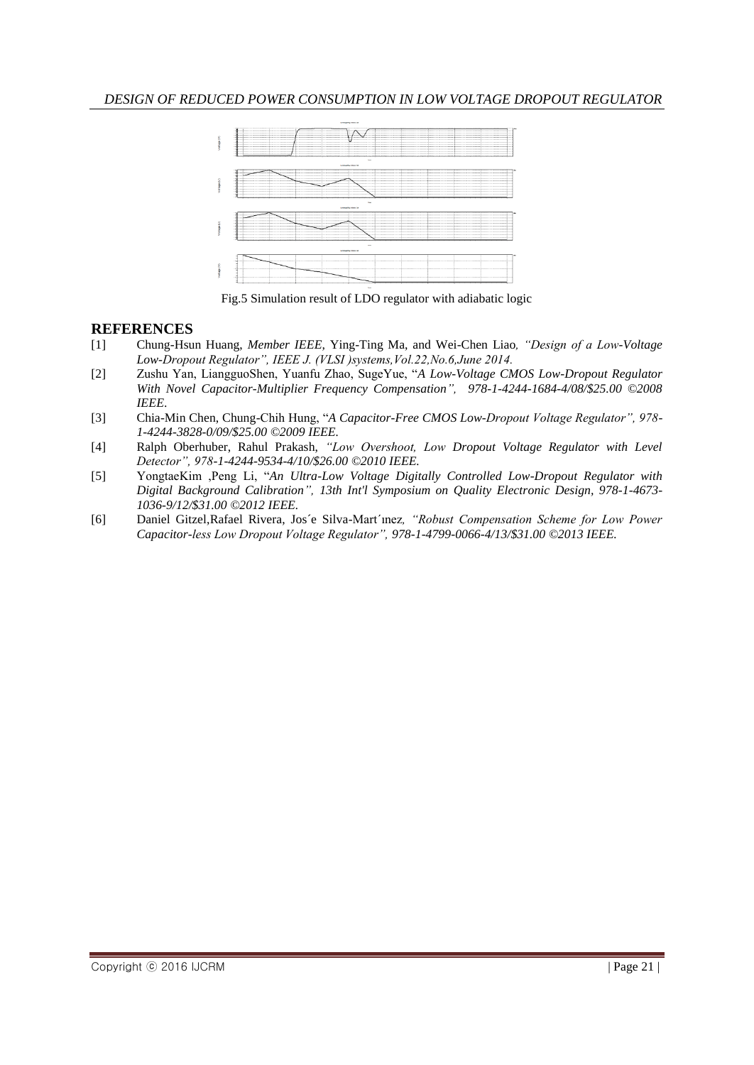Fig.5 Simulation result of LDO regulator with adiabatic logic

## REFERENCES

[1] Chung-Hsun Huang, *Member IEEE*, Ying-Ting Ma, and Wei-Chen Liao*, "Design of a Low-Voltage Low-Dropout Regulator", IEEE J. (VLSI )systems,Vol.22,No.6,June 2014.*

[2] Zushu Yan, LiangguoShen, Yuanfu Zhao, SugeYue, "*A Low-Voltage CMOS Low-Dropout Regulator With Novel Capacitor-Multiplier Frequency Compensation", 978-1-4244-1684-4/08/$25.00 ©2008 IEEE*.

[3] Chia-Min Chen, Chung-Chih Hung, "*A Capacitor-Free CMOS Low-Dropout Voltage Regulator", 978-1-4244-3828-0/09/$25.00 ©2009 IEEE.*

[4] Ralph Oberhuber, Rahul Prakash*, "Low Overshoot, Low Dropout Voltage Regulator with Level Detector", 978-1-4244-9534-4/10/$26.00 ©2010 IEEE.*

[5] YongtaeKim ,Peng Li, "*An Ultra-Low Voltage Digitally Controlled Low-Dropout Regulator with Digital Background Calibration", 13th Int'l Symposium on Quality Electronic Design, 978-1-4673-1036-9/12/$31.00 ©2012 IEEE*.

[6] Daniel Gitzel,Rafael Rivera, Jos´e Silva-Mart´ınez*, "Robust Compensation Scheme for Low Power Capacitor-less Low Dropout Voltage Regulator", 978-1-4799-0066-4/13/$31.00 ©2013 IEEE.*